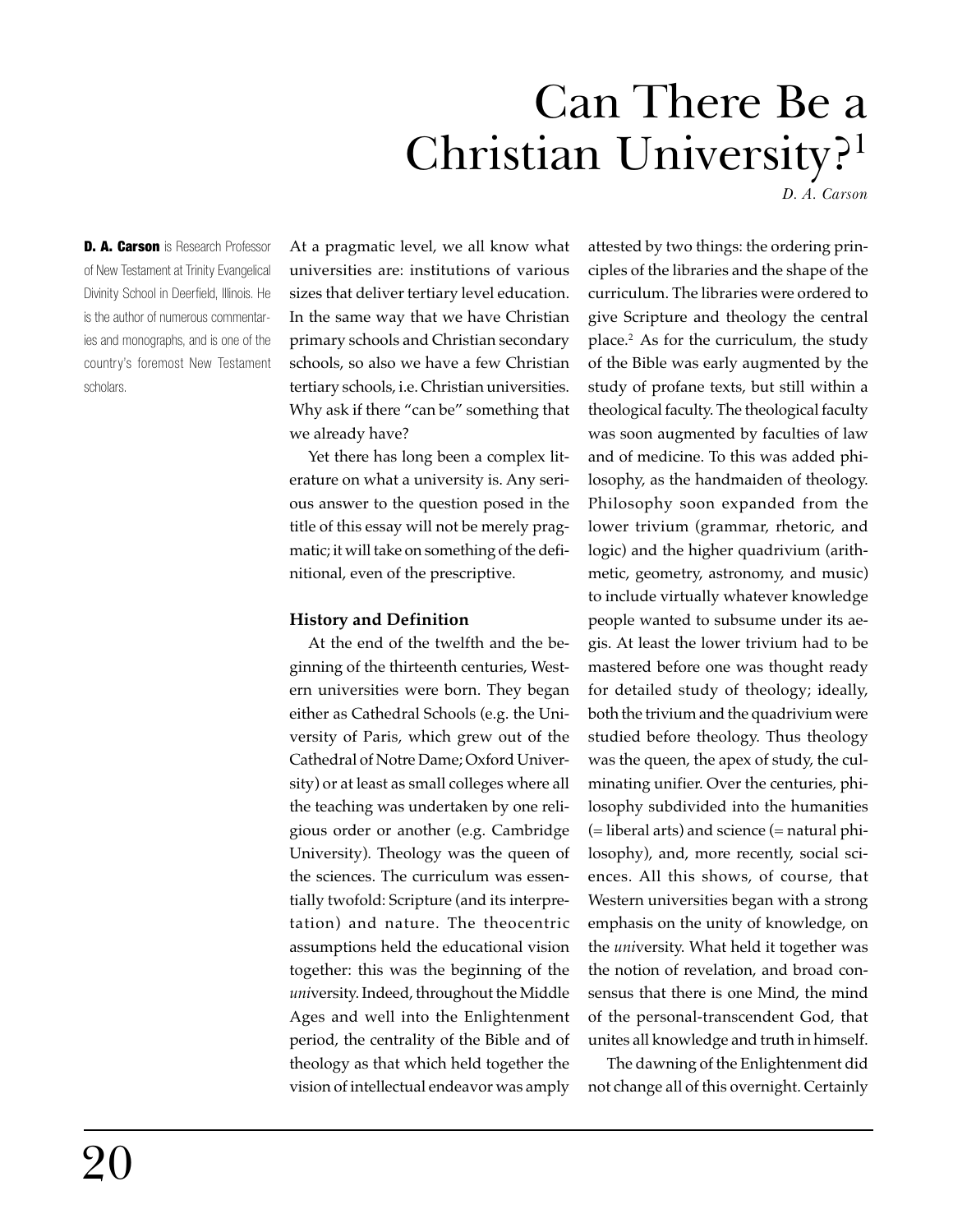# Can There Be a Christian University?[1]

*D. A. Carson*

**D. A. Carson** is Research Professor of New Testament at Trinity Evangelical Divinity School in Deerfield, Illinois. He is the author of numerous commentaries and monographs, and is one of the country's foremost New Testament scholars.

At a pragmatic level, we all know what universities are: institutions of various sizes that deliver tertiary level education. In the same way that we have Christian primary schools and Christian secondary schools, so also we have a few Christian tertiary schools, i.e. Christian universities. Why ask if there "can be" something that we already have?

Yet there has long been a complex literature on what a university is. Any serious answer to the question posed in the title of this essay will not be merely pragmatic; it will take on something of the definitional, even of the prescriptive.

### History and Definition

At the end of the twelfth and the beginning of the thirteenth centuries, Western universities were born. They began either as Cathedral Schools (e.g. the University of Paris, which grew out of the Cathedral of Notre Dame; Oxford University) or at least as small colleges where all the teaching was undertaken by one religious order or another (e.g. Cambridge University). Theology was the queen of the sciences. The curriculum was essentially twofold: Scripture (and its interpretation) and nature. The theocentric assumptions held the educational vision together: this was the beginning of the *uni*versity. Indeed, throughout the Middle Ages and well into the Enlightenment period, the centrality of the Bible and of theology as that which held together the vision of intellectual endeavor was amply attested by two things: the ordering principles of the libraries and the shape of the curriculum. The libraries were ordered to give Scripture and theology the central place.[2] As for the curriculum, the study of the Bible was early augmented by the study of profane texts, but still within a theological faculty. The theological faculty was soon augmented by faculties of law and of medicine. To this was added philosophy, as the handmaiden of theology. Philosophy soon expanded from the lower trivium (grammar, rhetoric, and logic) and the higher quadrivium (arithmetic, geometry, astronomy, and music) to include virtually whatever knowledge people wanted to subsume under its aegis. At least the lower trivium had to be mastered before one was thought ready for detailed study of theology; ideally, both the trivium and the quadrivium were studied before theology. Thus theology was the queen, the apex of study, the culminating unifier. Over the centuries, philosophy subdivided into the humanities (= liberal arts) and science (= natural philosophy), and, more recently, social sciences. All this shows, of course, that Western universities began with a strong emphasis on the unity of knowledge, on the *uni*versity. What held it together was the notion of revelation, and broad consensus that there is one Mind, the mind of the personal-transcendent God, that unites all knowledge and truth in himself.

The dawning of the Enlightenment did not change all of this overnight. Certainly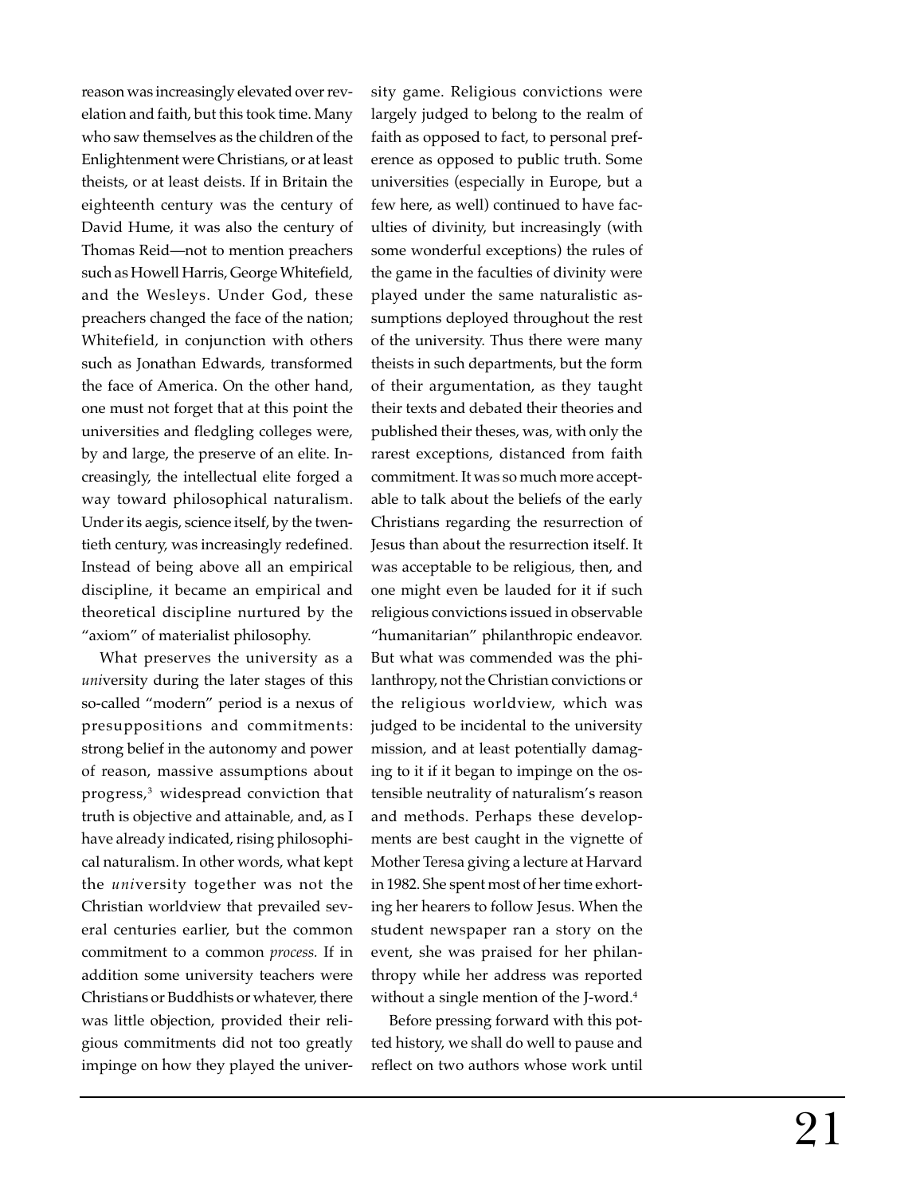reason was increasingly elevated over revelation and faith, but this took time. Many who saw themselves as the children of the Enlightenment were Christians, or at least theists, or at least deists. If in Britain the eighteenth century was the century of David Hume, it was also the century of Thomas Reid—not to mention preachers such as Howell Harris, George Whitefield, and the Wesleys. Under God, these preachers changed the face of the nation; Whitefield, in conjunction with others such as Jonathan Edwards, transformed the face of America. On the other hand, one must not forget that at this point the universities and fledgling colleges were, by and large, the preserve of an elite. Increasingly, the intellectual elite forged a way toward philosophical naturalism. Under its aegis, science itself, by the twentieth century, was increasingly redefined. Instead of being above all an empirical discipline, it became an empirical and theoretical discipline nurtured by the "axiom" of materialist philosophy.

What preserves the university as a *uni*versity during the later stages of this so-called "modern" period is a nexus of presuppositions and commitments: strong belief in the autonomy and power of reason, massive assumptions about progress,[3] widespread conviction that truth is objective and attainable, and, as I have already indicated, rising philosophical naturalism. In other words, what kept the *uni*versity together was not the Christian worldview that prevailed several centuries earlier, but the common commitment to a common *process.* If in addition some university teachers were Christians or Buddhists or whatever, there was little objection, provided their religious commitments did not too greatly impinge on how they played the university game. Religious convictions were largely judged to belong to the realm of faith as opposed to fact, to personal preference as opposed to public truth. Some universities (especially in Europe, but a few here, as well) continued to have faculties of divinity, but increasingly (with some wonderful exceptions) the rules of the game in the faculties of divinity were played under the same naturalistic assumptions deployed throughout the rest of the university. Thus there were many theists in such departments, but the form of their argumentation, as they taught their texts and debated their theories and published their theses, was, with only the rarest exceptions, distanced from faith commitment. It was so much more acceptable to talk about the beliefs of the early Christians regarding the resurrection of Jesus than about the resurrection itself. It was acceptable to be religious, then, and one might even be lauded for it if such religious convictions issued in observable "humanitarian" philanthropic endeavor. But what was commended was the philanthropy, not the Christian convictions or the religious worldview, which was judged to be incidental to the university mission, and at least potentially damaging to it if it began to impinge on the ostensible neutrality of naturalism's reason and methods. Perhaps these developments are best caught in the vignette of Mother Teresa giving a lecture at Harvard in 1982. She spent most of her time exhorting her hearers to follow Jesus. When the student newspaper ran a story on the event, she was praised for her philanthropy while her address was reported without a single mention of the J-word.[4]

Before pressing forward with this potted history, we shall do well to pause and reflect on two authors whose work until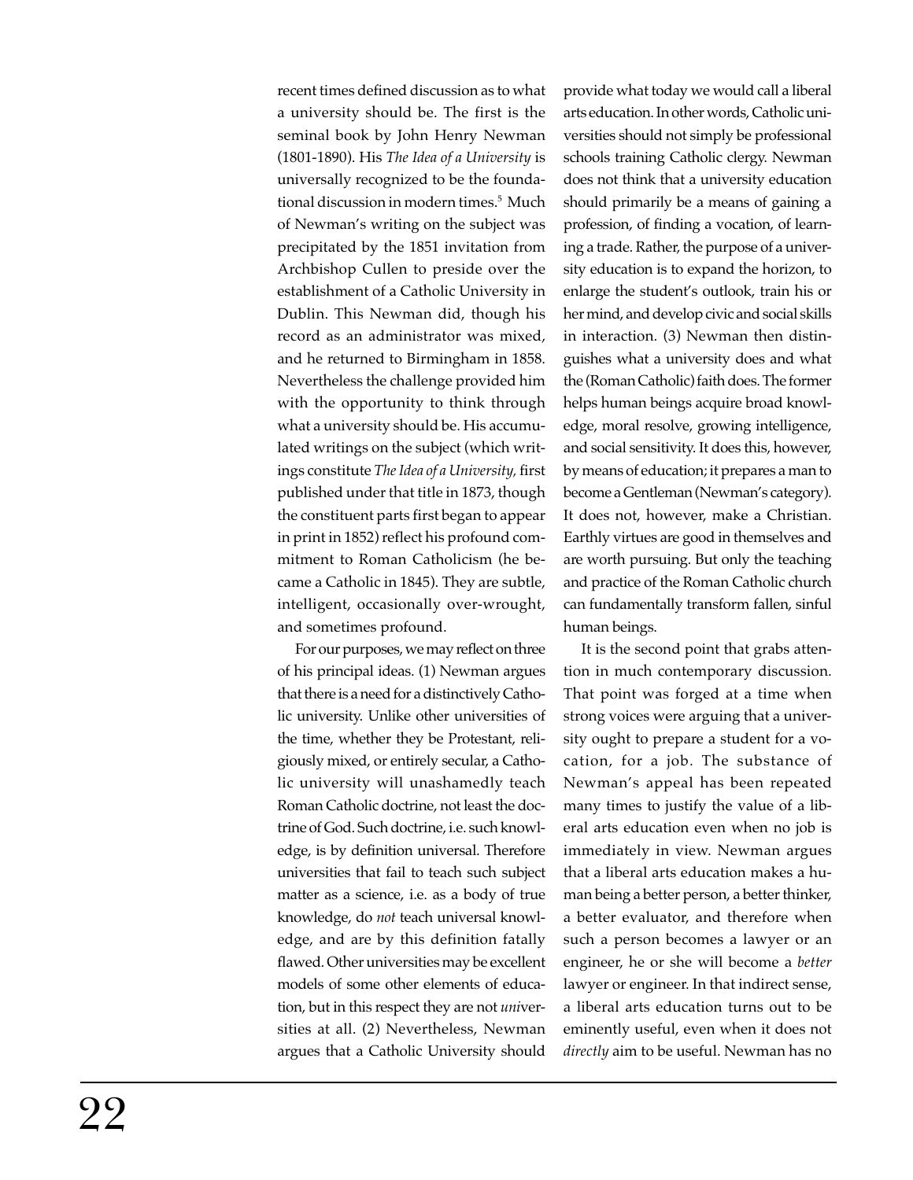recent times defined discussion as to what a university should be. The first is the seminal book by John Henry Newman (1801-1890). His *The Idea of a University* is universally recognized to be the foundational discussion in modern times.[5] Much of Newman's writing on the subject was precipitated by the 1851 invitation from Archbishop Cullen to preside over the establishment of a Catholic University in Dublin. This Newman did, though his record as an administrator was mixed, and he returned to Birmingham in 1858. Nevertheless the challenge provided him with the opportunity to think through what a university should be. His accumulated writings on the subject (which writings constitute *The Idea of a University,* first published under that title in 1873, though the constituent parts first began to appear in print in 1852) reflect his profound commitment to Roman Catholicism (he became a Catholic in 1845). They are subtle, intelligent, occasionally over-wrought, and sometimes profound.

For our purposes, we may reflect on three of his principal ideas. (1) Newman argues that there is a need for a distinctively Catholic university. Unlike other universities of the time, whether they be Protestant, religiously mixed, or entirely secular, a Catholic university will unashamedly teach Roman Catholic doctrine, not least the doctrine of God. Such doctrine, i.e. such knowledge, is by definition universal. Therefore universities that fail to teach such subject matter as a science, i.e. as a body of true knowledge, do *not* teach universal knowledge, and are by this definition fatally flawed. Other universities may be excellent models of some other elements of education, but in this respect they are not *uni*versities at all. (2) Nevertheless, Newman argues that a Catholic University should provide what today we would call a liberal arts education. In other words, Catholic universities should not simply be professional schools training Catholic clergy. Newman does not think that a university education should primarily be a means of gaining a profession, of finding a vocation, of learning a trade. Rather, the purpose of a university education is to expand the horizon, to enlarge the student's outlook, train his or her mind, and develop civic and social skills in interaction. (3) Newman then distinguishes what a university does and what the (Roman Catholic) faith does. The former helps human beings acquire broad knowledge, moral resolve, growing intelligence, and social sensitivity. It does this, however, by means of education; it prepares a man to become a Gentleman (Newman's category). It does not, however, make a Christian. Earthly virtues are good in themselves and are worth pursuing. But only the teaching and practice of the Roman Catholic church can fundamentally transform fallen, sinful human beings.

It is the second point that grabs attention in much contemporary discussion. That point was forged at a time when strong voices were arguing that a university ought to prepare a student for a vocation, for a job. The substance of Newman's appeal has been repeated many times to justify the value of a liberal arts education even when no job is immediately in view. Newman argues that a liberal arts education makes a human being a better person, a better thinker, a better evaluator, and therefore when such a person becomes a lawyer or an engineer, he or she will become a *better* lawyer or engineer. In that indirect sense, a liberal arts education turns out to be eminently useful, even when it does not *directly* aim to be useful. Newman has no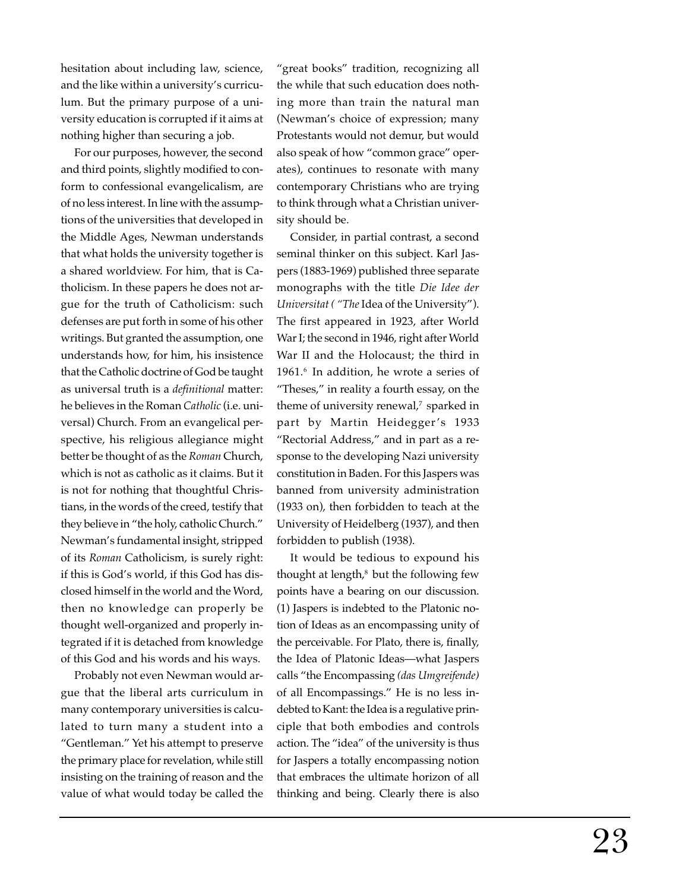hesitation about including law, science, and the like within a university's curriculum. But the primary purpose of a university education is corrupted if it aims at nothing higher than securing a job.

For our purposes, however, the second and third points, slightly modified to conform to confessional evangelicalism, are of no less interest. In line with the assumptions of the universities that developed in the Middle Ages, Newman understands that what holds the university together is a shared worldview. For him, that is Catholicism. In these papers he does not argue for the truth of Catholicism: such defenses are put forth in some of his other writings. But granted the assumption, one understands how, for him, his insistence that the Catholic doctrine of God be taught as universal truth is a *definitional* matter: he believes in the Roman *Catholic* (i.e. universal) Church. From an evangelical perspective, his religious allegiance might better be thought of as the *Roman* Church, which is not as catholic as it claims. But it is not for nothing that thoughtful Christians, in the words of the creed, testify that they believe in "the holy, catholic Church." Newman's fundamental insight, stripped of its *Roman* Catholicism, is surely right: if this is God's world, if this God has disclosed himself in the world and the Word, then no knowledge can properly be thought well-organized and properly integrated if it is detached from knowledge of this God and his words and his ways.

Probably not even Newman would argue that the liberal arts curriculum in many contemporary universities is calculated to turn many a student into a "Gentleman." Yet his attempt to preserve the primary place for revelation, while still insisting on the training of reason and the value of what would today be called the "great books" tradition, recognizing all the while that such education does nothing more than train the natural man (Newman's choice of expression; many Protestants would not demur, but would also speak of how "common grace" operates), continues to resonate with many contemporary Christians who are trying to think through what a Christian university should be.

Consider, in partial contrast, a second seminal thinker on this subject. Karl Jaspers (1883-1969) published three separate monographs with the title *Die Idee der Universitat ( "The* Idea of the University"). The first appeared in 1923, after World War I; the second in 1946, right after World War II and the Holocaust; the third in 1961.[6] In addition, he wrote a series of "Theses," in reality a fourth essay, on the theme of university renewal,[7] sparked in part by Martin Heidegger's 1933 "Rectorial Address," and in part as a response to the developing Nazi university constitution in Baden. For this Jaspers was banned from university administration (1933 on), then forbidden to teach at the University of Heidelberg (1937), and then forbidden to publish (1938).

It would be tedious to expound his thought at length,[8] but the following few points have a bearing on our discussion. (1) Jaspers is indebted to the Platonic notion of Ideas as an encompassing unity of the perceivable. For Plato, there is, finally, the Idea of Platonic Ideas—what Jaspers calls "the Encompassing *(das Umgreifende)* of all Encompassings." He is no less indebted to Kant: the Idea is a regulative principle that both embodies and controls action. The "idea" of the university is thus for Jaspers a totally encompassing notion that embraces the ultimate horizon of all thinking and being. Clearly there is also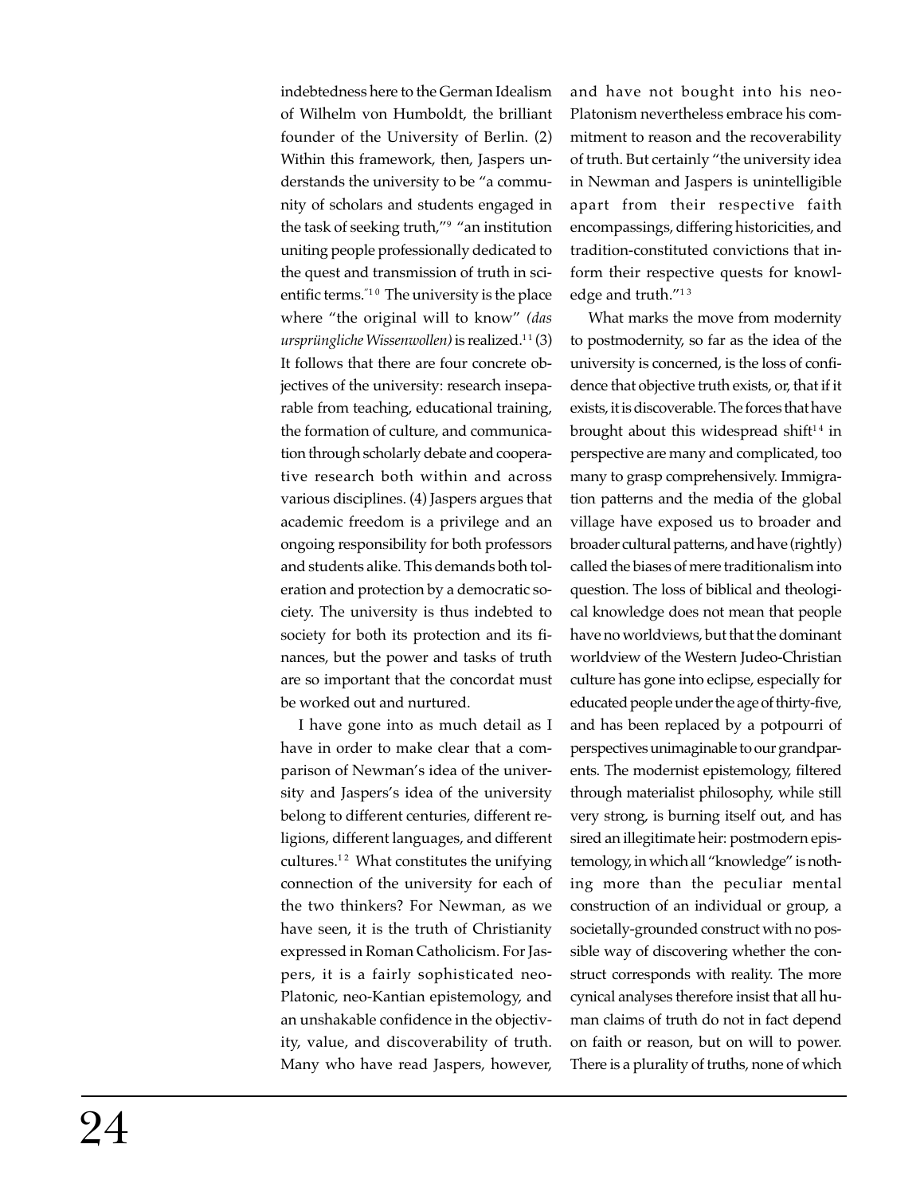indebtedness here to the German Idealism of Wilhelm von Humboldt, the brilliant founder of the University of Berlin. (2) Within this framework, then, Jaspers understands the university to be "a community of scholars and students engaged in the task of seeking truth,"[9] "an institution uniting people professionally dedicated to the quest and transmission of truth in scientific terms."[10] The university is the place where "the original will to know" *(das ursprüngliche Wissenwollen)* is realized.[11] (3) It follows that there are four concrete objectives of the university: research inseparable from teaching, educational training, the formation of culture, and communication through scholarly debate and cooperative research both within and across various disciplines. (4) Jaspers argues that academic freedom is a privilege and an ongoing responsibility for both professors and students alike. This demands both toleration and protection by a democratic society. The university is thus indebted to society for both its protection and its finances, but the power and tasks of truth are so important that the concordat must be worked out and nurtured.

I have gone into as much detail as I have in order to make clear that a comparison of Newman's idea of the university and Jaspers's idea of the university belong to different centuries, different religions, different languages, and different cultures.[12] What constitutes the unifying connection of the university for each of the two thinkers? For Newman, as we have seen, it is the truth of Christianity expressed in Roman Catholicism. For Jaspers, it is a fairly sophisticated neo-Platonic, neo-Kantian epistemology, and an unshakable confidence in the objectivity, value, and discoverability of truth. Many who have read Jaspers, however, and have not bought into his neo-Platonism nevertheless embrace his commitment to reason and the recoverability of truth. But certainly "the university idea in Newman and Jaspers is unintelligible apart from their respective faith encompassings, differing historicities, and tradition-constituted convictions that inform their respective quests for knowledge and truth."[13]

What marks the move from modernity to postmodernity, so far as the idea of the university is concerned, is the loss of confidence that objective truth exists, or, that if it exists, it is discoverable. The forces that have brought about this widespread shift[14] in perspective are many and complicated, too many to grasp comprehensively. Immigration patterns and the media of the global village have exposed us to broader and broader cultural patterns, and have (rightly) called the biases of mere traditionalism into question. The loss of biblical and theological knowledge does not mean that people have no worldviews, but that the dominant worldview of the Western Judeo-Christian culture has gone into eclipse, especially for educated people under the age of thirty-five, and has been replaced by a potpourri of perspectives unimaginable to our grandparents. The modernist epistemology, filtered through materialist philosophy, while still very strong, is burning itself out, and has sired an illegitimate heir: postmodern epistemology, in which all "knowledge" is nothing more than the peculiar mental construction of an individual or group, a societally-grounded construct with no possible way of discovering whether the construct corresponds with reality. The more cynical analyses therefore insist that all human claims of truth do not in fact depend on faith or reason, but on will to power. There is a plurality of truths, none of which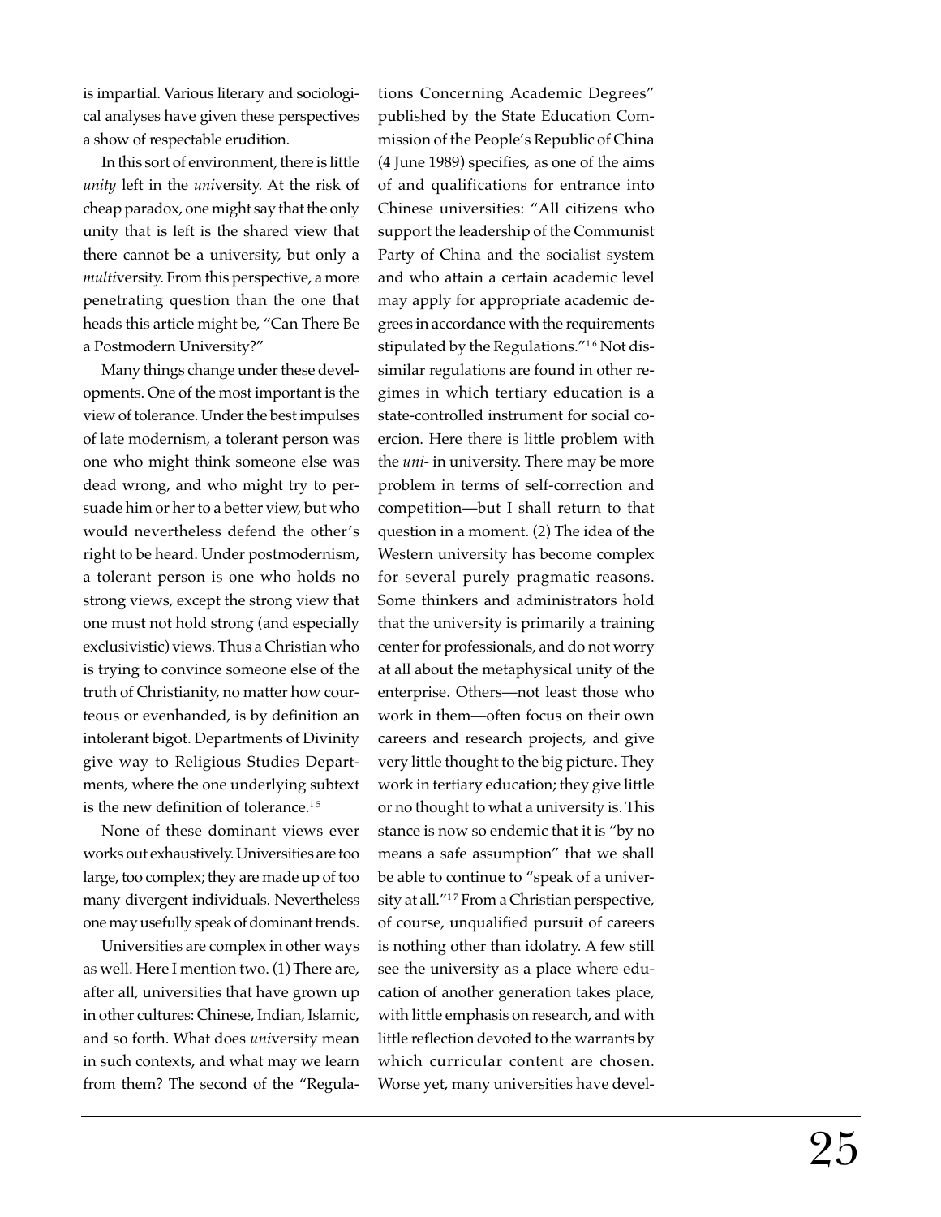is impartial. Various literary and sociological analyses have given these perspectives a show of respectable erudition.

In this sort of environment, there is little *unity* left in the *uni*versity. At the risk of cheap paradox, one might say that the only unity that is left is the shared view that there cannot be a university, but only a *multi*versity. From this perspective, a more penetrating question than the one that heads this article might be, "Can There Be a Postmodern University?"

Many things change under these developments. One of the most important is the view of tolerance. Under the best impulses of late modernism, a tolerant person was one who might think someone else was dead wrong, and who might try to persuade him or her to a better view, but who would nevertheless defend the other's right to be heard. Under postmodernism, a tolerant person is one who holds no strong views, except the strong view that one must not hold strong (and especially exclusivistic) views. Thus a Christian who is trying to convince someone else of the truth of Christianity, no matter how courteous or evenhanded, is by definition an intolerant bigot. Departments of Divinity give way to Religious Studies Departments, where the one underlying subtext is the new definition of tolerance.[15]

None of these dominant views ever works out exhaustively. Universities are too large, too complex; they are made up of too many divergent individuals. Nevertheless one may usefully speak of dominant trends.

Universities are complex in other ways as well. Here I mention two. (1) There are, after all, universities that have grown up in other cultures: Chinese, Indian, Islamic, and so forth. What does *uni*versity mean in such contexts, and what may we learn from them? The second of the "Regulations Concerning Academic Degrees" published by the State Education Commission of the People's Republic of China (4 June 1989) specifies, as one of the aims of and qualifications for entrance into Chinese universities: "All citizens who support the leadership of the Communist Party of China and the socialist system and who attain a certain academic level may apply for appropriate academic degrees in accordance with the requirements stipulated by the Regulations."[16] Not dissimilar regulations are found in other regimes in which tertiary education is a state-controlled instrument for social coercion. Here there is little problem with the *uni-* in university. There may be more problem in terms of self-correction and competition—but I shall return to that question in a moment. (2) The idea of the Western university has become complex for several purely pragmatic reasons. Some thinkers and administrators hold that the university is primarily a training center for professionals, and do not worry at all about the metaphysical unity of the enterprise. Others—not least those who work in them—often focus on their own careers and research projects, and give very little thought to the big picture. They work in tertiary education; they give little or no thought to what a university is. This stance is now so endemic that it is "by no means a safe assumption" that we shall be able to continue to "speak of a university at all."[17] From a Christian perspective, of course, unqualified pursuit of careers is nothing other than idolatry. A few still see the university as a place where education of another generation takes place, with little emphasis on research, and with little reflection devoted to the warrants by which curricular content are chosen. Worse yet, many universities have devel-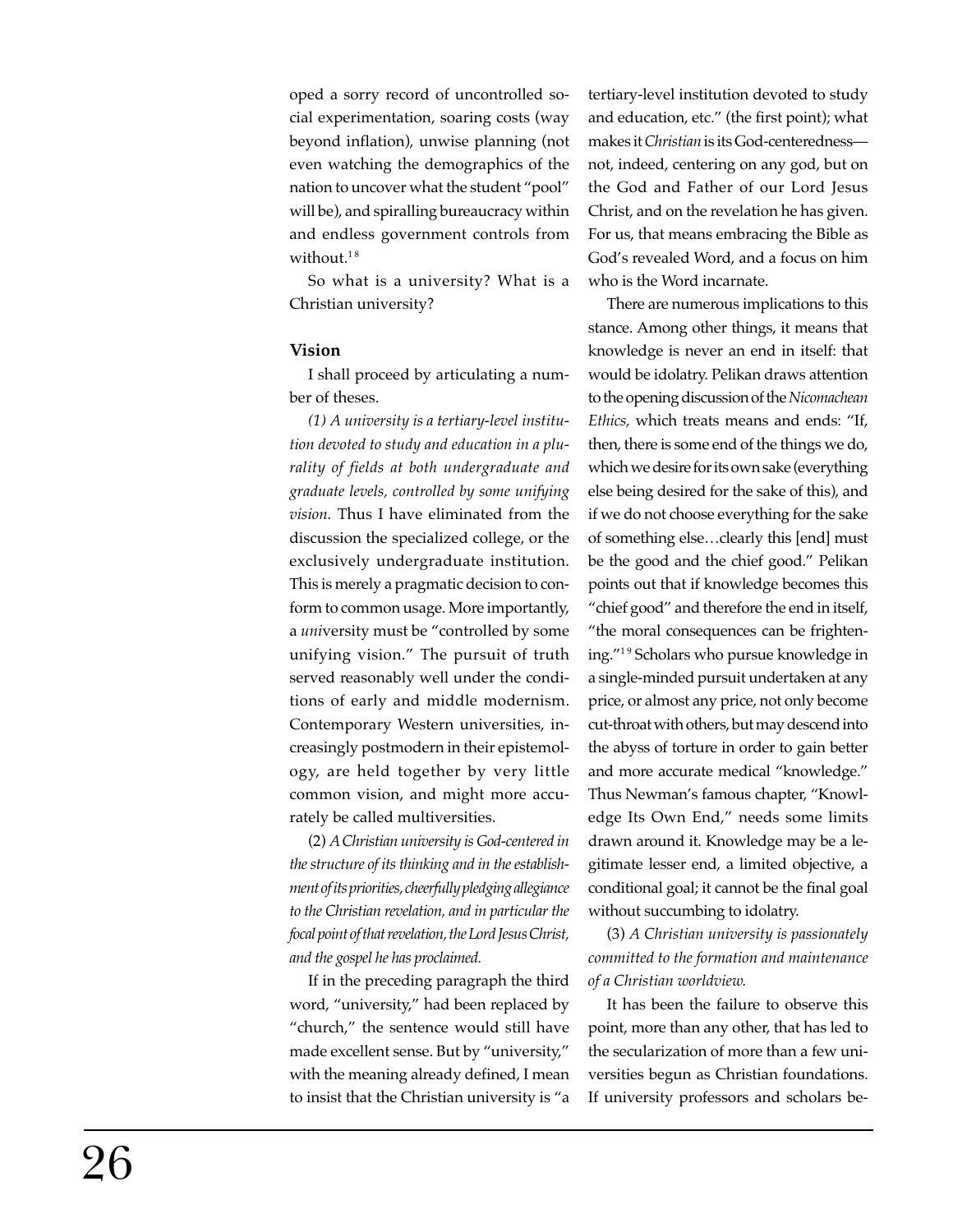oped a sorry record of uncontrolled social experimentation, soaring costs (way beyond inflation), unwise planning (not even watching the demographics of the nation to uncover what the student "pool" will be), and spiralling bureaucracy within and endless government controls from without.[18]

So what is a university? What is a Christian university?

**Vision**

I shall proceed by articulating a number of theses.

*(1) A university is a tertiary-level institution devoted to study and education in a plurality of fields at both undergraduate and graduate levels, controlled by some unifying vision.* Thus I have eliminated from the discussion the specialized college, or the exclusively undergraduate institution. This is merely a pragmatic decision to conform to common usage. More importantly, a *uni*versity must be "controlled by some unifying vision." The pursuit of truth served reasonably well under the conditions of early and middle modernism. Contemporary Western universities, increasingly postmodern in their epistemology, are held together by very little common vision, and might more accurately be called multiversities.

(2) *A Christian university is God-centered in the structure of its thinking and in the establishment of its priorities, cheerfully pledging allegiance to the Christian revelation, and in particular the focal point of that revelation, the Lord Jesus Christ, and the gospel he has proclaimed.*

If in the preceding paragraph the third word, "university," had been replaced by "church," the sentence would still have made excellent sense. But by "university," with the meaning already defined, I mean to insist that the Christian university is "a tertiary-level institution devoted to study and education, etc." (the first point); what makes it *Christian* is its God-centeredness—not, indeed, centering on any god, but on the God and Father of our Lord Jesus Christ, and on the revelation he has given. For us, that means embracing the Bible as God's revealed Word, and a focus on him who is the Word incarnate.

There are numerous implications to this stance. Among other things, it means that knowledge is never an end in itself: that would be idolatry. Pelikan draws attention to the opening discussion of the *Nicomachean Ethics,* which treats means and ends: "If, then, there is some end of the things we do, which we desire for its own sake (everything else being desired for the sake of this), and if we do not choose everything for the sake of something else…clearly this [end] must be the good and the chief good." Pelikan points out that if knowledge becomes this "chief good" and therefore the end in itself, "the moral consequences can be frightening."[19] Scholars who pursue knowledge in a single-minded pursuit undertaken at any price, or almost any price, not only become cut-throat with others, but may descend into the abyss of torture in order to gain better and more accurate medical "knowledge." Thus Newman's famous chapter, "Knowledge Its Own End," needs some limits drawn around it. Knowledge may be a legitimate lesser end, a limited objective, a conditional goal; it cannot be the final goal without succumbing to idolatry.

(3) *A Christian university is passionately committed to the formation and maintenance of a Christian worldview.*

It has been the failure to observe this point, more than any other, that has led to the secularization of more than a few universities begun as Christian foundations. If university professors and scholars be-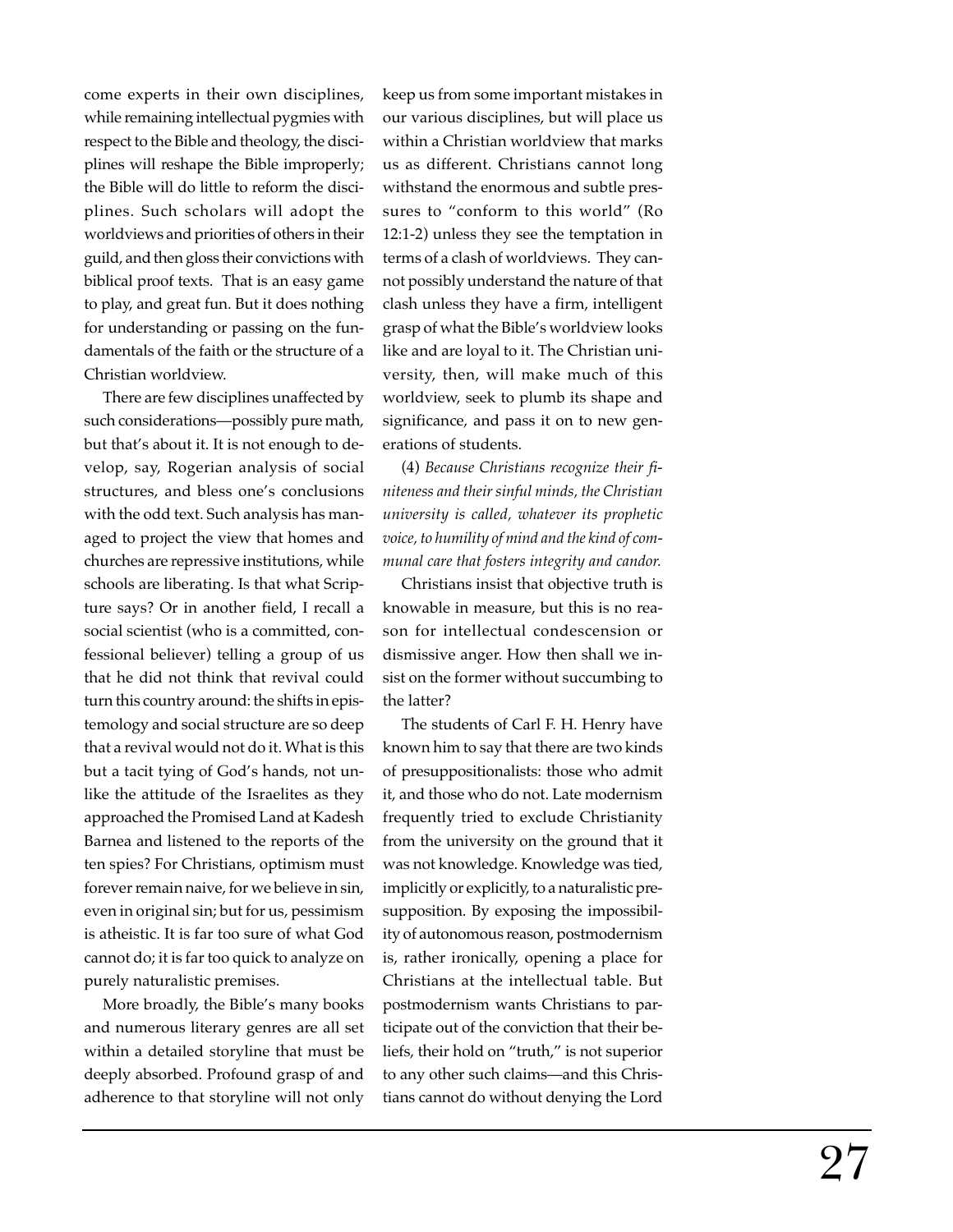come experts in their own disciplines, while remaining intellectual pygmies with respect to the Bible and theology, the disciplines will reshape the Bible improperly; the Bible will do little to reform the disciplines. Such scholars will adopt the worldviews and priorities of others in their guild, and then gloss their convictions with biblical proof texts. That is an easy game to play, and great fun. But it does nothing for understanding or passing on the fundamentals of the faith or the structure of a Christian worldview.

There are few disciplines unaffected by such considerations—possibly pure math, but that's about it. It is not enough to develop, say, Rogerian analysis of social structures, and bless one's conclusions with the odd text. Such analysis has managed to project the view that homes and churches are repressive institutions, while schools are liberating. Is that what Scripture says? Or in another field, I recall a social scientist (who is a committed, confessional believer) telling a group of us that he did not think that revival could turn this country around: the shifts in epistemology and social structure are so deep that a revival would not do it. What is this but a tacit tying of God's hands, not unlike the attitude of the Israelites as they approached the Promised Land at Kadesh Barnea and listened to the reports of the ten spies? For Christians, optimism must forever remain naive, for we believe in sin, even in original sin; but for us, pessimism is atheistic. It is far too sure of what God cannot do; it is far too quick to analyze on purely naturalistic premises.

More broadly, the Bible's many books and numerous literary genres are all set within a detailed storyline that must be deeply absorbed. Profound grasp of and adherence to that storyline will not only keep us from some important mistakes in our various disciplines, but will place us within a Christian worldview that marks us as different. Christians cannot long withstand the enormous and subtle pressures to "conform to this world" (Ro 12:1-2) unless they see the temptation in terms of a clash of worldviews. They cannot possibly understand the nature of that clash unless they have a firm, intelligent grasp of what the Bible's worldview looks like and are loyal to it. The Christian university, then, will make much of this worldview, seek to plumb its shape and significance, and pass it on to new generations of students.

(4) *Because Christians recognize their finiteness and their sinful minds, the Christian university is called, whatever its prophetic voice, to humility of mind and the kind of communal care that fosters integrity and candor.*

Christians insist that objective truth is knowable in measure, but this is no reason for intellectual condescension or dismissive anger. How then shall we insist on the former without succumbing to the latter?

The students of Carl F. H. Henry have known him to say that there are two kinds of presuppositionalists: those who admit it, and those who do not. Late modernism frequently tried to exclude Christianity from the university on the ground that it was not knowledge. Knowledge was tied, implicitly or explicitly, to a naturalistic presupposition. By exposing the impossibility of autonomous reason, postmodernism is, rather ironically, opening a place for Christians at the intellectual table. But postmodernism wants Christians to participate out of the conviction that their beliefs, their hold on "truth," is not superior to any other such claims—and this Christians cannot do without denying the Lord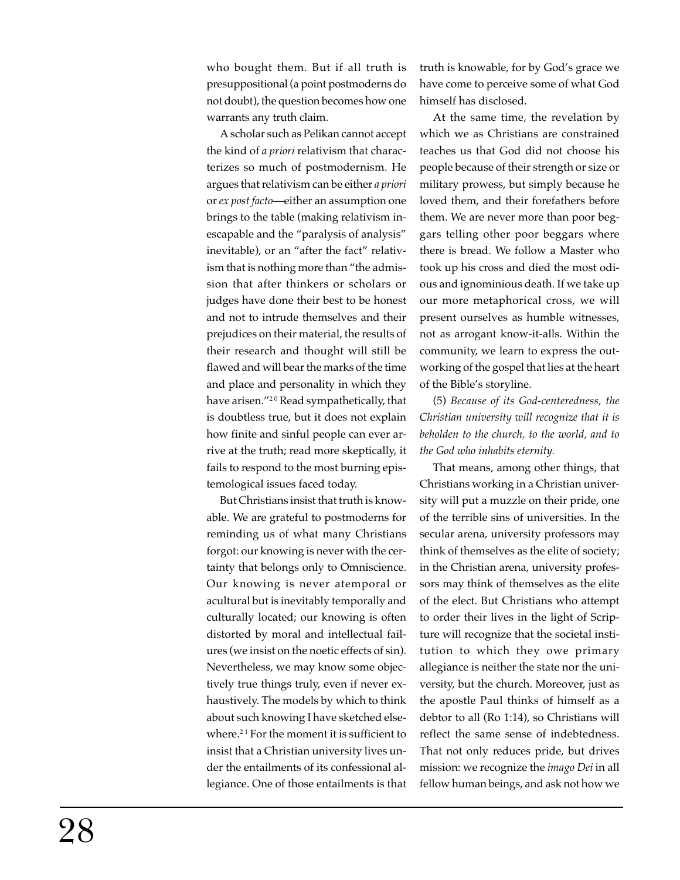who bought them. But if all truth is presuppositional (a point postmoderns do not doubt), the question becomes how one warrants any truth claim.

A scholar such as Pelikan cannot accept the kind of *a priori* relativism that characterizes so much of postmodernism. He argues that relativism can be either *a priori* or *ex post facto*—either an assumption one brings to the table (making relativism inescapable and the "paralysis of analysis" inevitable), or an "after the fact" relativism that is nothing more than "the admission that after thinkers or scholars or judges have done their best to be honest and not to intrude themselves and their prejudices on their material, the results of their research and thought will still be flawed and will bear the marks of the time and place and personality in which they have arisen."[20] Read sympathetically, that is doubtless true, but it does not explain how finite and sinful people can ever arrive at the truth; read more skeptically, it fails to respond to the most burning epistemological issues faced today.

But Christians insist that truth is knowable. We are grateful to postmoderns for reminding us of what many Christians forgot: our knowing is never with the certainty that belongs only to Omniscience. Our knowing is never atemporal or acultural but is inevitably temporally and culturally located; our knowing is often distorted by moral and intellectual failures (we insist on the noetic effects of sin). Nevertheless, we may know some objectively true things truly, even if never exhaustively. The models by which to think about such knowing I have sketched elsewhere.[21] For the moment it is sufficient to insist that a Christian university lives under the entailments of its confessional allegiance. One of those entailments is that truth is knowable, for by God's grace we have come to perceive some of what God himself has disclosed.

At the same time, the revelation by which we as Christians are constrained teaches us that God did not choose his people because of their strength or size or military prowess, but simply because he loved them, and their forefathers before them. We are never more than poor beggars telling other poor beggars where there is bread. We follow a Master who took up his cross and died the most odious and ignominious death. If we take up our more metaphorical cross, we will present ourselves as humble witnesses, not as arrogant know-it-alls. Within the community, we learn to express the outworking of the gospel that lies at the heart of the Bible's storyline.

(5) *Because of its God-centeredness, the Christian university will recognize that it is beholden to the church, to the world, and to the God who inhabits eternity.*

That means, among other things, that Christians working in a Christian university will put a muzzle on their pride, one of the terrible sins of universities. In the secular arena, university professors may think of themselves as the elite of society; in the Christian arena, university professors may think of themselves as the elite of the elect. But Christians who attempt to order their lives in the light of Scripture will recognize that the societal institution to which they owe primary allegiance is neither the state nor the university, but the church. Moreover, just as the apostle Paul thinks of himself as a debtor to all (Ro 1:14), so Christians will reflect the same sense of indebtedness. That not only reduces pride, but drives mission: we recognize the *imago Dei* in all fellow human beings, and ask not how we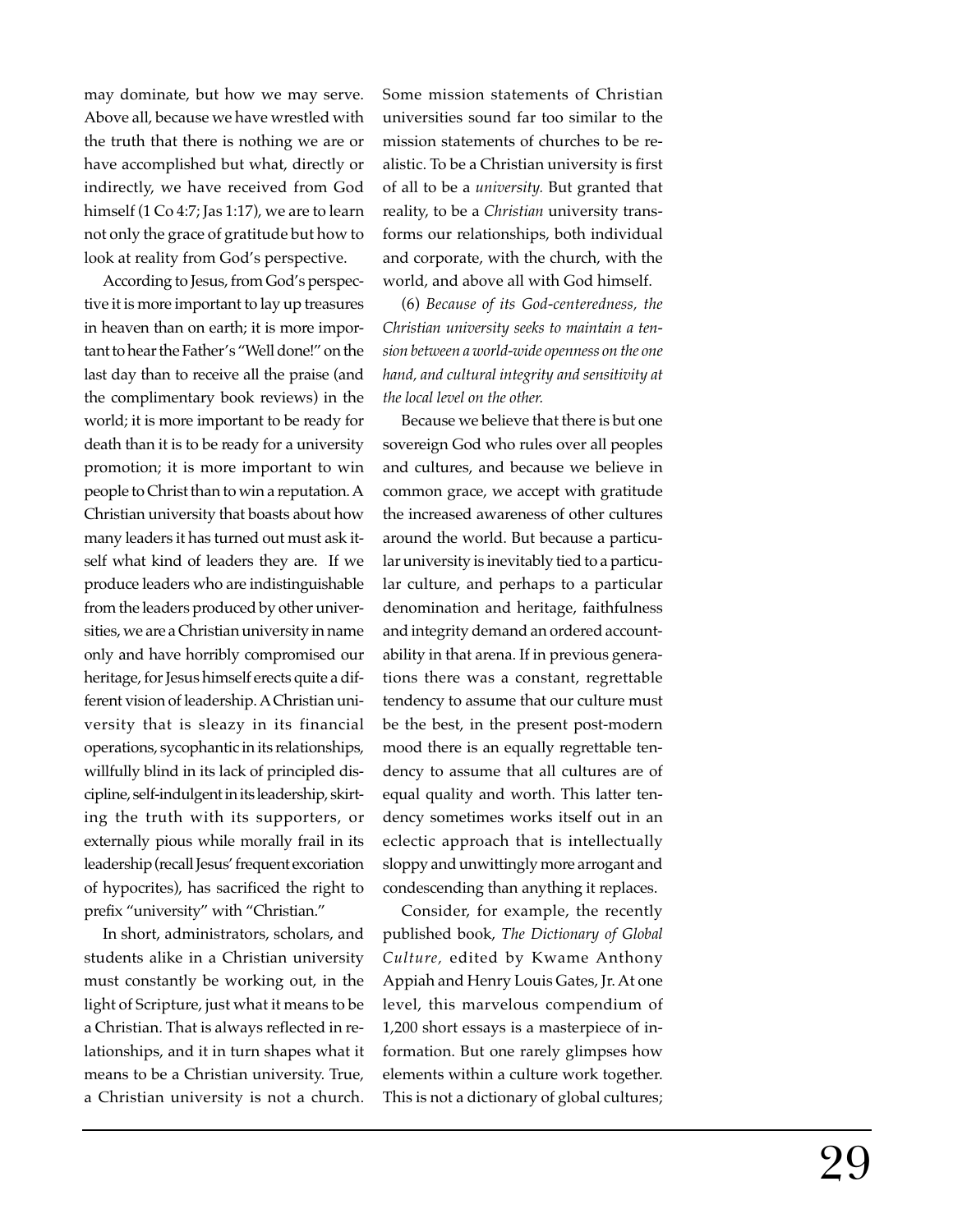may dominate, but how we may serve. Above all, because we have wrestled with the truth that there is nothing we are or have accomplished but what, directly or indirectly, we have received from God himself (1 Co 4:7; Jas 1:17), we are to learn not only the grace of gratitude but how to look at reality from God's perspective.

According to Jesus, from God's perspective it is more important to lay up treasures in heaven than on earth; it is more important to hear the Father's "Well done!" on the last day than to receive all the praise (and the complimentary book reviews) in the world; it is more important to be ready for death than it is to be ready for a university promotion; it is more important to win people to Christ than to win a reputation. A Christian university that boasts about how many leaders it has turned out must ask itself what kind of leaders they are. If we produce leaders who are indistinguishable from the leaders produced by other universities, we are a Christian university in name only and have horribly compromised our heritage, for Jesus himself erects quite a different vision of leadership. A Christian university that is sleazy in its financial operations, sycophantic in its relationships, willfully blind in its lack of principled discipline, self-indulgent in its leadership, skirting the truth with its supporters, or externally pious while morally frail in its leadership (recall Jesus' frequent excoriation of hypocrites), has sacrificed the right to prefix "university" with "Christian."

In short, administrators, scholars, and students alike in a Christian university must constantly be working out, in the light of Scripture, just what it means to be a Christian. That is always reflected in relationships, and it in turn shapes what it means to be a Christian university. True, a Christian university is not a church. Some mission statements of Christian universities sound far too similar to the mission statements of churches to be realistic. To be a Christian university is first of all to be a *university.* But granted that reality, to be a *Christian* university transforms our relationships, both individual and corporate, with the church, with the world, and above all with God himself.

(6) *Because of its God-centeredness, the Christian university seeks to maintain a tension between a world-wide openness on the one hand, and cultural integrity and sensitivity at the local level on the other.*

Because we believe that there is but one sovereign God who rules over all peoples and cultures, and because we believe in common grace, we accept with gratitude the increased awareness of other cultures around the world. But because a particular university is inevitably tied to a particular culture, and perhaps to a particular denomination and heritage, faithfulness and integrity demand an ordered accountability in that arena. If in previous generations there was a constant, regrettable tendency to assume that our culture must be the best, in the present post-modern mood there is an equally regrettable tendency to assume that all cultures are of equal quality and worth. This latter tendency sometimes works itself out in an eclectic approach that is intellectually sloppy and unwittingly more arrogant and condescending than anything it replaces.

Consider, for example, the recently published book, *The Dictionary of Global Culture,* edited by Kwame Anthony Appiah and Henry Louis Gates, Jr. At one level, this marvelous compendium of 1,200 short essays is a masterpiece of information. But one rarely glimpses how elements within a culture work together. This is not a dictionary of global cultures;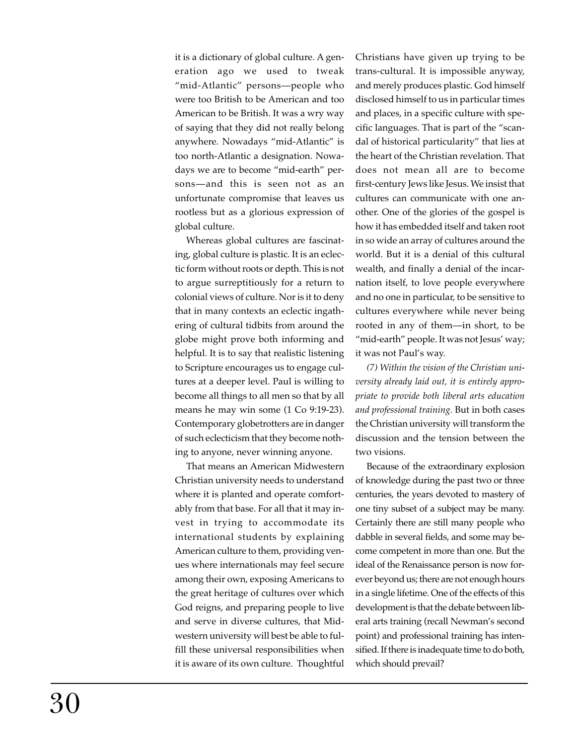it is a dictionary of global culture. A generation ago we used to tweak "mid-Atlantic" persons—people who were too British to be American and too American to be British. It was a wry way of saying that they did not really belong anywhere. Nowadays "mid-Atlantic" is too north-Atlantic a designation. Nowadays we are to become "mid-earth" persons—and this is seen not as an unfortunate compromise that leaves us rootless but as a glorious expression of global culture.

Whereas global cultures are fascinating, global culture is plastic. It is an eclectic form without roots or depth. This is not to argue surreptitiously for a return to colonial views of culture. Nor is it to deny that in many contexts an eclectic ingathering of cultural tidbits from around the globe might prove both informing and helpful. It is to say that realistic listening to Scripture encourages us to engage cultures at a deeper level. Paul is willing to become all things to all men so that by all means he may win some (1 Co 9:19-23). Contemporary globetrotters are in danger of such eclecticism that they become nothing to anyone, never winning anyone.

That means an American Midwestern Christian university needs to understand where it is planted and operate comfortably from that base. For all that it may invest in trying to accommodate its international students by explaining American culture to them, providing venues where internationals may feel secure among their own, exposing Americans to the great heritage of cultures over which God reigns, and preparing people to live and serve in diverse cultures, that Midwestern university will best be able to fulfill these universal responsibilities when it is aware of its own culture. Thoughtful Christians have given up trying to be trans-cultural. It is impossible anyway, and merely produces plastic. God himself disclosed himself to us in particular times and places, in a specific culture with specific languages. That is part of the "scandal of historical particularity" that lies at the heart of the Christian revelation. That does not mean all are to become first-century Jews like Jesus. We insist that cultures can communicate with one another. One of the glories of the gospel is how it has embedded itself and taken root in so wide an array of cultures around the world. But it is a denial of this cultural wealth, and finally a denial of the incarnation itself, to love people everywhere and no one in particular, to be sensitive to cultures everywhere while never being rooted in any of them—in short, to be "mid-earth" people. It was not Jesus' way; it was not Paul's way.

*(7) Within the vision of the Christian university already laid out, it is entirely appropriate to provide both liberal arts education and professional training.* But in both cases the Christian university will transform the discussion and the tension between the two visions.

Because of the extraordinary explosion of knowledge during the past two or three centuries, the years devoted to mastery of one tiny subset of a subject may be many. Certainly there are still many people who dabble in several fields, and some may become competent in more than one. But the ideal of the Renaissance person is now forever beyond us; there are not enough hours in a single lifetime. One of the effects of this development is that the debate between liberal arts training (recall Newman's second point) and professional training has intensified. If there is inadequate time to do both, which should prevail?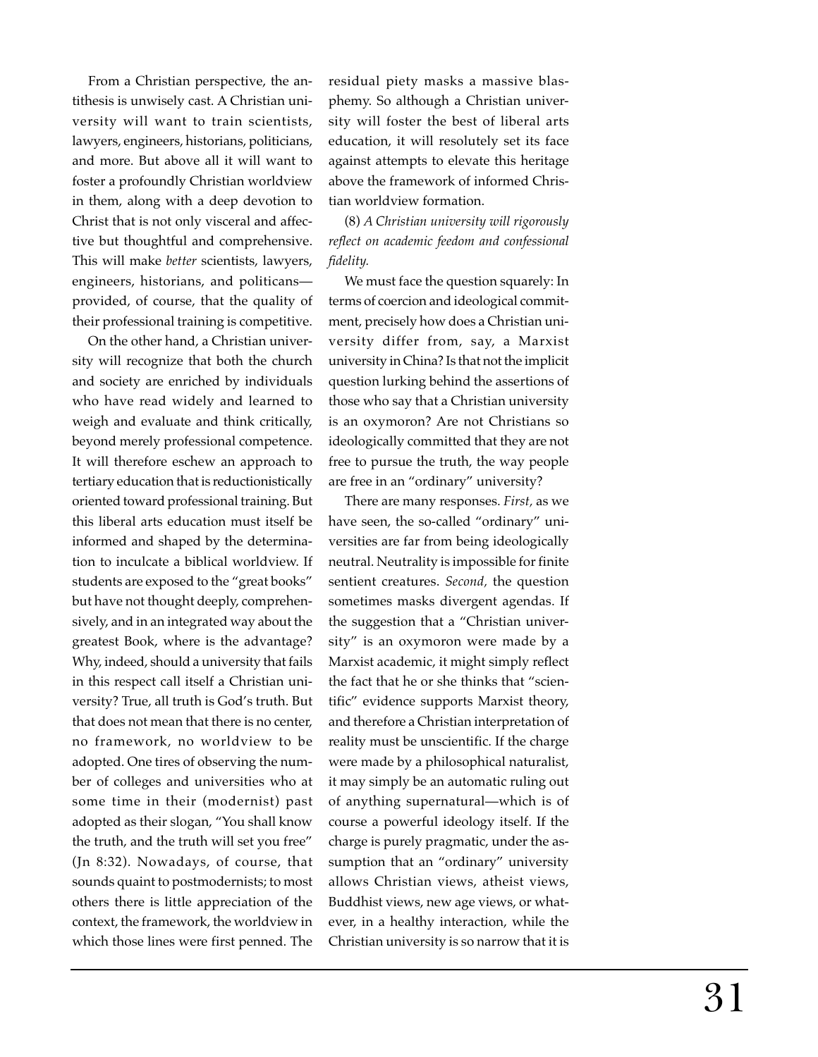From a Christian perspective, the antithesis is unwisely cast. A Christian university will want to train scientists, lawyers, engineers, historians, politicians, and more. But above all it will want to foster a profoundly Christian worldview in them, along with a deep devotion to Christ that is not only visceral and affective but thoughtful and comprehensive. This will make *better* scientists, lawyers, engineers, historians, and politicans—provided, of course, that the quality of their professional training is competitive.

On the other hand, a Christian university will recognize that both the church and society are enriched by individuals who have read widely and learned to weigh and evaluate and think critically, beyond merely professional competence. It will therefore eschew an approach to tertiary education that is reductionistically oriented toward professional training. But this liberal arts education must itself be informed and shaped by the determination to inculcate a biblical worldview. If students are exposed to the "great books" but have not thought deeply, comprehensively, and in an integrated way about the greatest Book, where is the advantage? Why, indeed, should a university that fails in this respect call itself a Christian university? True, all truth is God's truth. But that does not mean that there is no center, no framework, no worldview to be adopted. One tires of observing the number of colleges and universities who at some time in their (modernist) past adopted as their slogan, "You shall know the truth, and the truth will set you free" (Jn 8:32). Nowadays, of course, that sounds quaint to postmodernists; to most others there is little appreciation of the context, the framework, the worldview in which those lines were first penned. The residual piety masks a massive blasphemy. So although a Christian university will foster the best of liberal arts education, it will resolutely set its face against attempts to elevate this heritage above the framework of informed Christian worldview formation.

(8) *A Christian university will rigorously reflect on academic feedom and confessional fidelity.*

We must face the question squarely: In terms of coercion and ideological commitment, precisely how does a Christian university differ from, say, a Marxist university in China? Is that not the implicit question lurking behind the assertions of those who say that a Christian university is an oxymoron? Are not Christians so ideologically committed that they are not free to pursue the truth, the way people are free in an "ordinary" university?

There are many responses. *First,* as we have seen, the so-called "ordinary" universities are far from being ideologically neutral. Neutrality is impossible for finite sentient creatures. *Second,* the question sometimes masks divergent agendas. If the suggestion that a "Christian university" is an oxymoron were made by a Marxist academic, it might simply reflect the fact that he or she thinks that "scientific" evidence supports Marxist theory, and therefore a Christian interpretation of reality must be unscientific. If the charge were made by a philosophical naturalist, it may simply be an automatic ruling out of anything supernatural—which is of course a powerful ideology itself. If the charge is purely pragmatic, under the assumption that an "ordinary" university allows Christian views, atheist views, Buddhist views, new age views, or whatever, in a healthy interaction, while the Christian university is so narrow that it is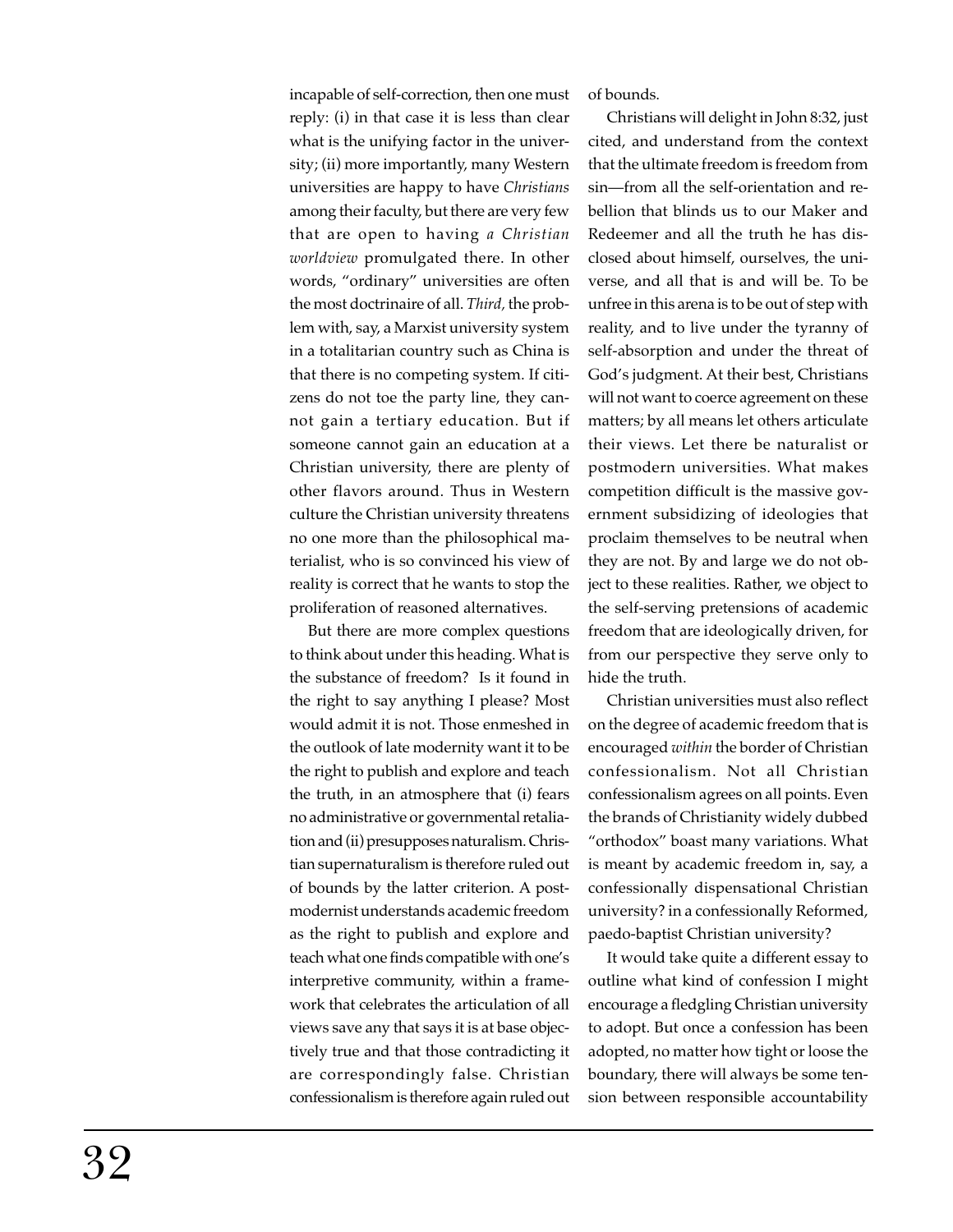incapable of self-correction, then one must reply: (i) in that case it is less than clear what is the unifying factor in the university; (ii) more importantly, many Western universities are happy to have *Christians* among their faculty, but there are very few that are open to having *a Christian worldview* promulgated there. In other words, "ordinary" universities are often the most doctrinaire of all. *Third,* the problem with, say, a Marxist university system in a totalitarian country such as China is that there is no competing system. If citizens do not toe the party line, they cannot gain a tertiary education. But if someone cannot gain an education at a Christian university, there are plenty of other flavors around. Thus in Western culture the Christian university threatens no one more than the philosophical materialist, who is so convinced his view of reality is correct that he wants to stop the proliferation of reasoned alternatives.

But there are more complex questions to think about under this heading. What is the substance of freedom? Is it found in the right to say anything I please? Most would admit it is not. Those enmeshed in the outlook of late modernity want it to be the right to publish and explore and teach the truth, in an atmosphere that (i) fears no administrative or governmental retaliation and (ii) presupposes naturalism. Christian supernaturalism is therefore ruled out of bounds by the latter criterion. A postmodernist understands academic freedom as the right to publish and explore and teach what one finds compatible with one's interpretive community, within a framework that celebrates the articulation of all views save any that says it is at base objectively true and that those contradicting it are correspondingly false. Christian confessionalism is therefore again ruled out of bounds.

Christians will delight in John 8:32, just cited, and understand from the context that the ultimate freedom is freedom from sin—from all the self-orientation and rebellion that blinds us to our Maker and Redeemer and all the truth he has disclosed about himself, ourselves, the universe, and all that is and will be. To be unfree in this arena is to be out of step with reality, and to live under the tyranny of self-absorption and under the threat of God's judgment. At their best, Christians will not want to coerce agreement on these matters; by all means let others articulate their views. Let there be naturalist or postmodern universities. What makes competition difficult is the massive government subsidizing of ideologies that proclaim themselves to be neutral when they are not. By and large we do not object to these realities. Rather, we object to the self-serving pretensions of academic freedom that are ideologically driven, for from our perspective they serve only to hide the truth.

Christian universities must also reflect on the degree of academic freedom that is encouraged *within* the border of Christian confessionalism. Not all Christian confessionalism agrees on all points. Even the brands of Christianity widely dubbed "orthodox" boast many variations. What is meant by academic freedom in, say, a confessionally dispensational Christian university? in a confessionally Reformed, paedo-baptist Christian university?

It would take quite a different essay to outline what kind of confession I might encourage a fledgling Christian university to adopt. But once a confession has been adopted, no matter how tight or loose the boundary, there will always be some tension between responsible accountability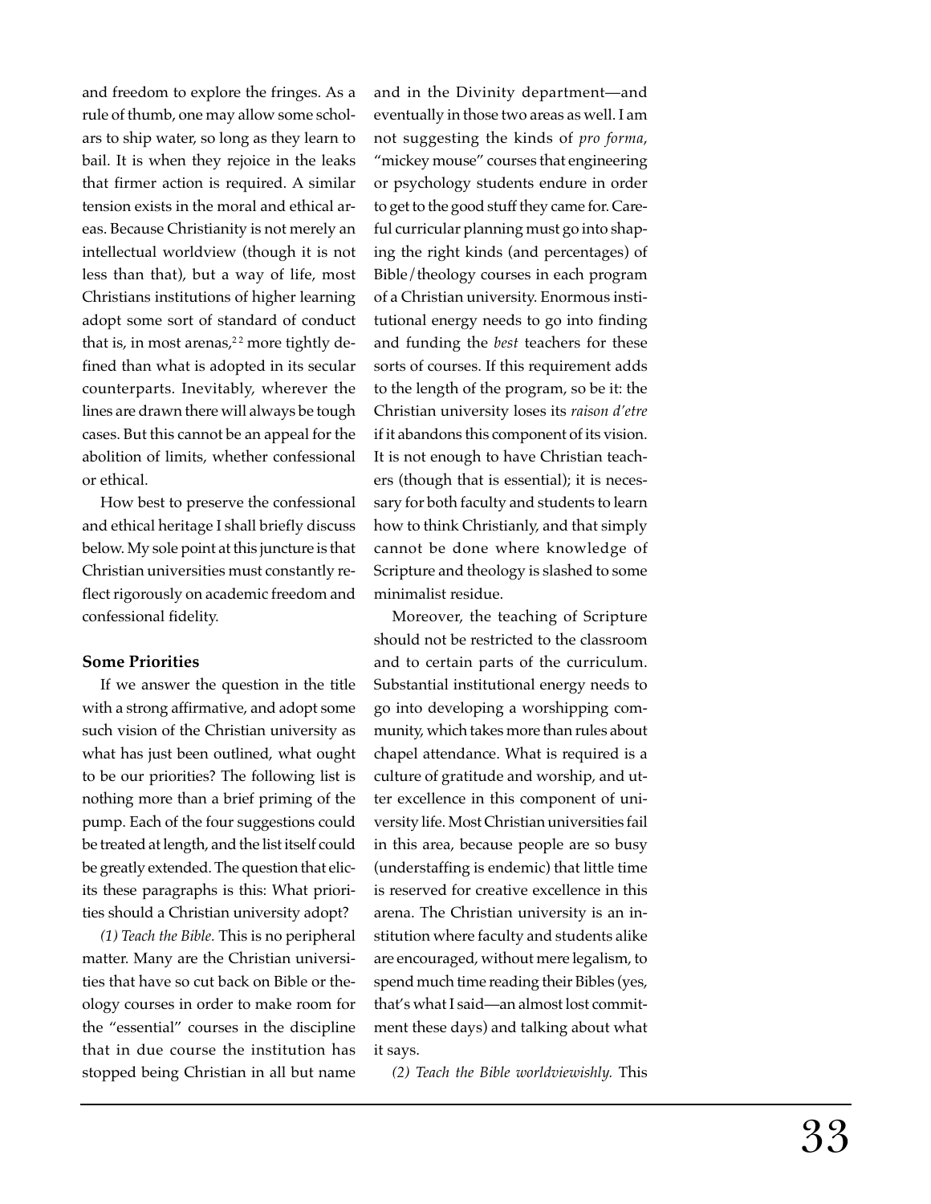and freedom to explore the fringes. As a rule of thumb, one may allow some scholars to ship water, so long as they learn to bail. It is when they rejoice in the leaks that firmer action is required. A similar tension exists in the moral and ethical areas. Because Christianity is not merely an intellectual worldview (though it is not less than that), but a way of life, most Christians institutions of higher learning adopt some sort of standard of conduct that is, in most arenas,[22] more tightly defined than what is adopted in its secular counterparts. Inevitably, wherever the lines are drawn there will always be tough cases. But this cannot be an appeal for the abolition of limits, whether confessional or ethical.

How best to preserve the confessional and ethical heritage I shall briefly discuss below. My sole point at this juncture is that Christian universities must constantly reflect rigorously on academic freedom and confessional fidelity.

**Some Priorities**

If we answer the question in the title with a strong affirmative, and adopt some such vision of the Christian university as what has just been outlined, what ought to be our priorities? The following list is nothing more than a brief priming of the pump. Each of the four suggestions could be treated at length, and the list itself could be greatly extended. The question that elicits these paragraphs is this: What priorities should a Christian university adopt?

*(1) Teach the Bible.* This is no peripheral matter. Many are the Christian universities that have so cut back on Bible or theology courses in order to make room for the "essential" courses in the discipline that in due course the institution has stopped being Christian in all but name and in the Divinity department—and eventually in those two areas as well. I am not suggesting the kinds of *pro forma*, "mickey mouse" courses that engineering or psychology students endure in order to get to the good stuff they came for. Careful curricular planning must go into shaping the right kinds (and percentages) of Bible/theology courses in each program of a Christian university. Enormous institutional energy needs to go into finding and funding the *best* teachers for these sorts of courses. If this requirement adds to the length of the program, so be it: the Christian university loses its *raison d'etre* if it abandons this component of its vision. It is not enough to have Christian teachers (though that is essential); it is necessary for both faculty and students to learn how to think Christianly, and that simply cannot be done where knowledge of Scripture and theology is slashed to some minimalist residue.

Moreover, the teaching of Scripture should not be restricted to the classroom and to certain parts of the curriculum. Substantial institutional energy needs to go into developing a worshipping community, which takes more than rules about chapel attendance. What is required is a culture of gratitude and worship, and utter excellence in this component of university life. Most Christian universities fail in this area, because people are so busy (understaffing is endemic) that little time is reserved for creative excellence in this arena. The Christian university is an institution where faculty and students alike are encouraged, without mere legalism, to spend much time reading their Bibles (yes, that's what I said—an almost lost commitment these days) and talking about what it says.

*(2) Teach the Bible worldviewishly.* This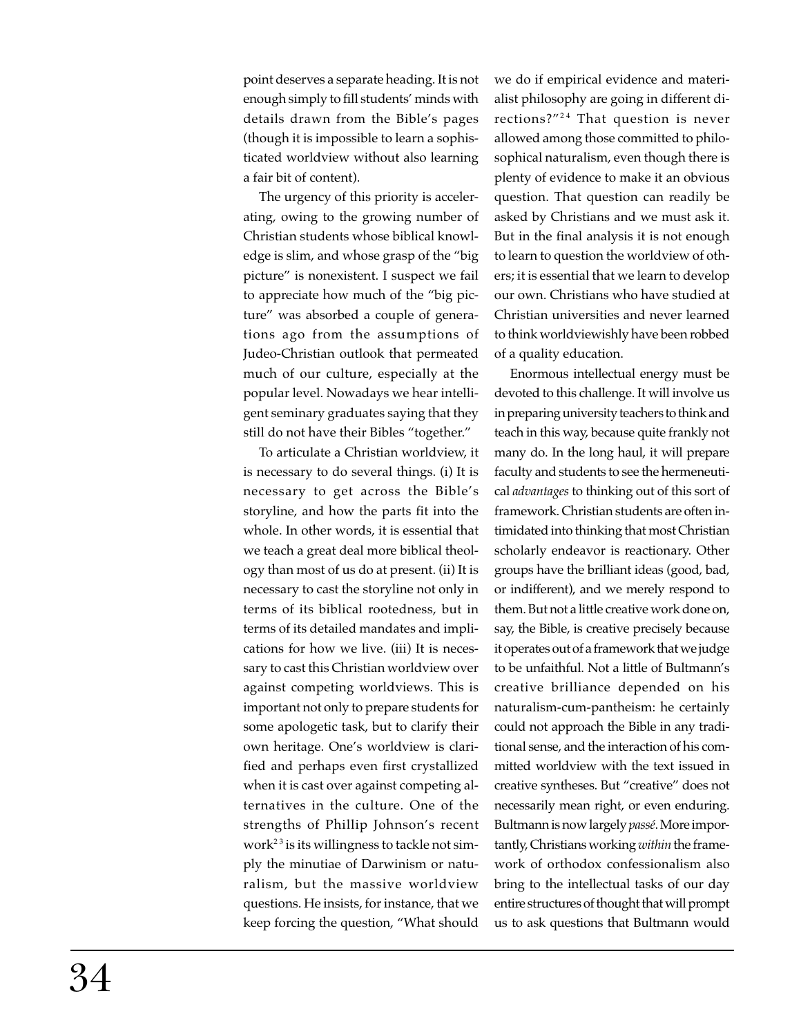point deserves a separate heading. It is not enough simply to fill students' minds with details drawn from the Bible's pages (though it is impossible to learn a sophisticated worldview without also learning a fair bit of content).

The urgency of this priority is accelerating, owing to the growing number of Christian students whose biblical knowledge is slim, and whose grasp of the "big picture" is nonexistent. I suspect we fail to appreciate how much of the "big picture" was absorbed a couple of generations ago from the assumptions of Judeo-Christian outlook that permeated much of our culture, especially at the popular level. Nowadays we hear intelligent seminary graduates saying that they still do not have their Bibles "together."

To articulate a Christian worldview, it is necessary to do several things. (i) It is necessary to get across the Bible's storyline, and how the parts fit into the whole. In other words, it is essential that we teach a great deal more biblical theology than most of us do at present. (ii) It is necessary to cast the storyline not only in terms of its biblical rootedness, but in terms of its detailed mandates and implications for how we live. (iii) It is necessary to cast this Christian worldview over against competing worldviews. This is important not only to prepare students for some apologetic task, but to clarify their own heritage. One's worldview is clarified and perhaps even first crystallized when it is cast over against competing alternatives in the culture. One of the strengths of Phillip Johnson's recent work[23] is its willingness to tackle not simply the minutiae of Darwinism or naturalism, but the massive worldview questions. He insists, for instance, that we keep forcing the question, "What should we do if empirical evidence and materialist philosophy are going in different directions?"[24] That question is never allowed among those committed to philosophical naturalism, even though there is plenty of evidence to make it an obvious question. That question can readily be asked by Christians and we must ask it. But in the final analysis it is not enough to learn to question the worldview of others; it is essential that we learn to develop our own. Christians who have studied at Christian universities and never learned to think worldviewishly have been robbed of a quality education.

Enormous intellectual energy must be devoted to this challenge. It will involve us in preparing university teachers to think and teach in this way, because quite frankly not many do. In the long haul, it will prepare faculty and students to see the hermeneutical *advantages* to thinking out of this sort of framework. Christian students are often intimidated into thinking that most Christian scholarly endeavor is reactionary. Other groups have the brilliant ideas (good, bad, or indifferent), and we merely respond to them. But not a little creative work done on, say, the Bible, is creative precisely because it operates out of a framework that we judge to be unfaithful. Not a little of Bultmann's creative brilliance depended on his naturalism-cum-pantheism: he certainly could not approach the Bible in any traditional sense, and the interaction of his committed worldview with the text issued in creative syntheses. But "creative" does not necessarily mean right, or even enduring. Bultmann is now largely *passé*. More importantly, Christians working *within* the framework of orthodox confessionalism also bring to the intellectual tasks of our day entire structures of thought that will prompt us to ask questions that Bultmann would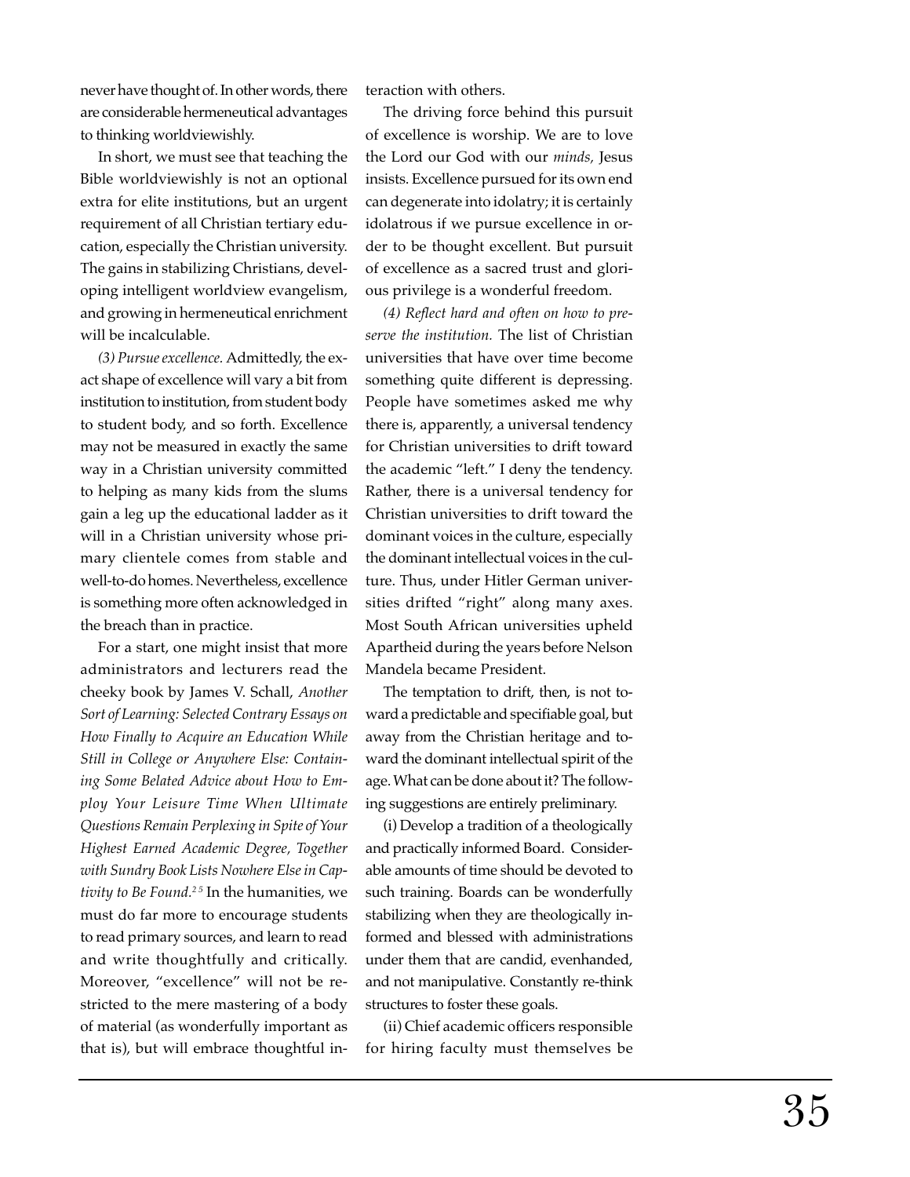never have thought of. In other words, there are considerable hermeneutical advantages to thinking worldviewishly.

In short, we must see that teaching the Bible worldviewishly is not an optional extra for elite institutions, but an urgent requirement of all Christian tertiary education, especially the Christian university. The gains in stabilizing Christians, developing intelligent worldview evangelism, and growing in hermeneutical enrichment will be incalculable.

*(3) Pursue excellence.* Admittedly, the exact shape of excellence will vary a bit from institution to institution, from student body to student body, and so forth. Excellence may not be measured in exactly the same way in a Christian university committed to helping as many kids from the slums gain a leg up the educational ladder as it will in a Christian university whose primary clientele comes from stable and well-to-do homes. Nevertheless, excellence is something more often acknowledged in the breach than in practice.

For a start, one might insist that more administrators and lecturers read the cheeky book by James V. Schall, *Another Sort of Learning: Selected Contrary Essays on How Finally to Acquire an Education While Still in College or Anywhere Else: Containing Some Belated Advice about How to Employ Your Leisure Time When Ultimate Questions Remain Perplexing in Spite of Your Highest Earned Academic Degree, Together with Sundry Book Lists Nowhere Else in Captivity to Be Found.*[25] In the humanities, we must do far more to encourage students to read primary sources, and learn to read and write thoughtfully and critically. Moreover, "excellence" will not be restricted to the mere mastering of a body of material (as wonderfully important as that is), but will embrace thoughtful interaction with others.

The driving force behind this pursuit of excellence is worship. We are to love the Lord our God with our *minds,* Jesus insists. Excellence pursued for its own end can degenerate into idolatry; it is certainly idolatrous if we pursue excellence in order to be thought excellent. But pursuit of excellence as a sacred trust and glorious privilege is a wonderful freedom.

*(4) Reflect hard and often on how to preserve the institution.* The list of Christian universities that have over time become something quite different is depressing. People have sometimes asked me why there is, apparently, a universal tendency for Christian universities to drift toward the academic "left." I deny the tendency. Rather, there is a universal tendency for Christian universities to drift toward the dominant voices in the culture, especially the dominant intellectual voices in the culture. Thus, under Hitler German universities drifted "right" along many axes. Most South African universities upheld Apartheid during the years before Nelson Mandela became President.

The temptation to drift, then, is not toward a predictable and specifiable goal, but away from the Christian heritage and toward the dominant intellectual spirit of the age. What can be done about it? The following suggestions are entirely preliminary.

(i) Develop a tradition of a theologically and practically informed Board. Considerable amounts of time should be devoted to such training. Boards can be wonderfully stabilizing when they are theologically informed and blessed with administrations under them that are candid, evenhanded, and not manipulative. Constantly re-think structures to foster these goals.

(ii) Chief academic officers responsible for hiring faculty must themselves be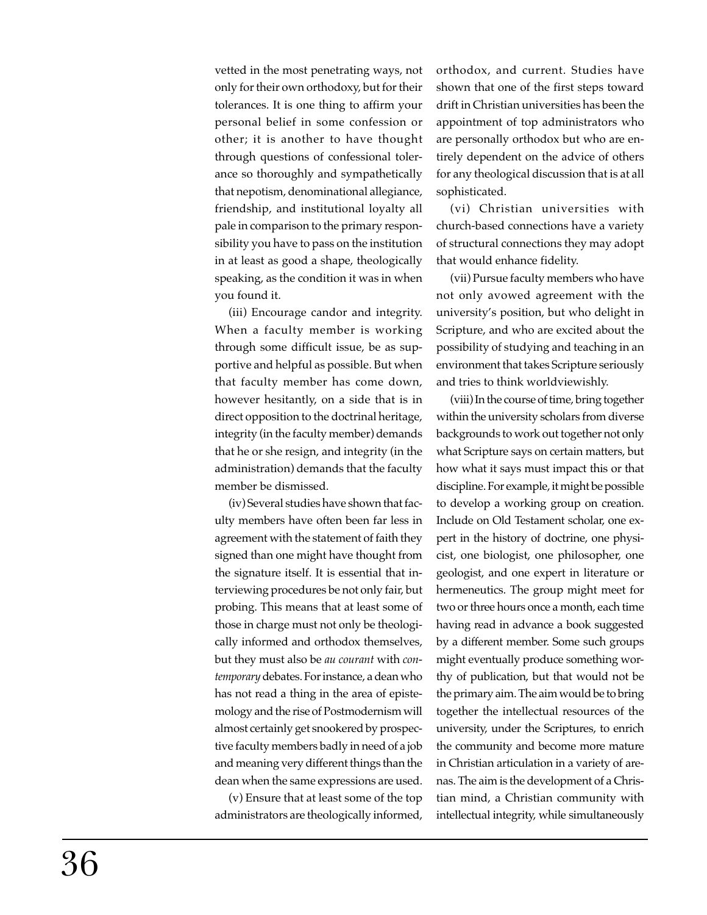vetted in the most penetrating ways, not only for their own orthodoxy, but for their tolerances. It is one thing to affirm your personal belief in some confession or other; it is another to have thought through questions of confessional tolerance so thoroughly and sympathetically that nepotism, denominational allegiance, friendship, and institutional loyalty all pale in comparison to the primary responsibility you have to pass on the institution in at least as good a shape, theologically speaking, as the condition it was in when you found it.

(iii) Encourage candor and integrity. When a faculty member is working through some difficult issue, be as supportive and helpful as possible. But when that faculty member has come down, however hesitantly, on a side that is in direct opposition to the doctrinal heritage, integrity (in the faculty member) demands that he or she resign, and integrity (in the administration) demands that the faculty member be dismissed.

(iv) Several studies have shown that faculty members have often been far less in agreement with the statement of faith they signed than one might have thought from the signature itself. It is essential that interviewing procedures be not only fair, but probing. This means that at least some of those in charge must not only be theologically informed and orthodox themselves, but they must also be *au courant* with *contemporary* debates. For instance, a dean who has not read a thing in the area of epistemology and the rise of Postmodernism will almost certainly get snookered by prospective faculty members badly in need of a job and meaning very different things than the dean when the same expressions are used.

(v) Ensure that at least some of the top administrators are theologically informed, orthodox, and current. Studies have shown that one of the first steps toward drift in Christian universities has been the appointment of top administrators who are personally orthodox but who are entirely dependent on the advice of others for any theological discussion that is at all sophisticated.

(vi) Christian universities with church-based connections have a variety of structural connections they may adopt that would enhance fidelity.

(vii) Pursue faculty members who have not only avowed agreement with the university's position, but who delight in Scripture, and who are excited about the possibility of studying and teaching in an environment that takes Scripture seriously and tries to think worldviewishly.

(viii) In the course of time, bring together within the university scholars from diverse backgrounds to work out together not only what Scripture says on certain matters, but how what it says must impact this or that discipline. For example, it might be possible to develop a working group on creation. Include on Old Testament scholar, one expert in the history of doctrine, one physicist, one biologist, one philosopher, one geologist, and one expert in literature or hermeneutics. The group might meet for two or three hours once a month, each time having read in advance a book suggested by a different member. Some such groups might eventually produce something worthy of publication, but that would not be the primary aim. The aim would be to bring together the intellectual resources of the university, under the Scriptures, to enrich the community and become more mature in Christian articulation in a variety of arenas. The aim is the development of a Christian mind, a Christian community with intellectual integrity, while simultaneously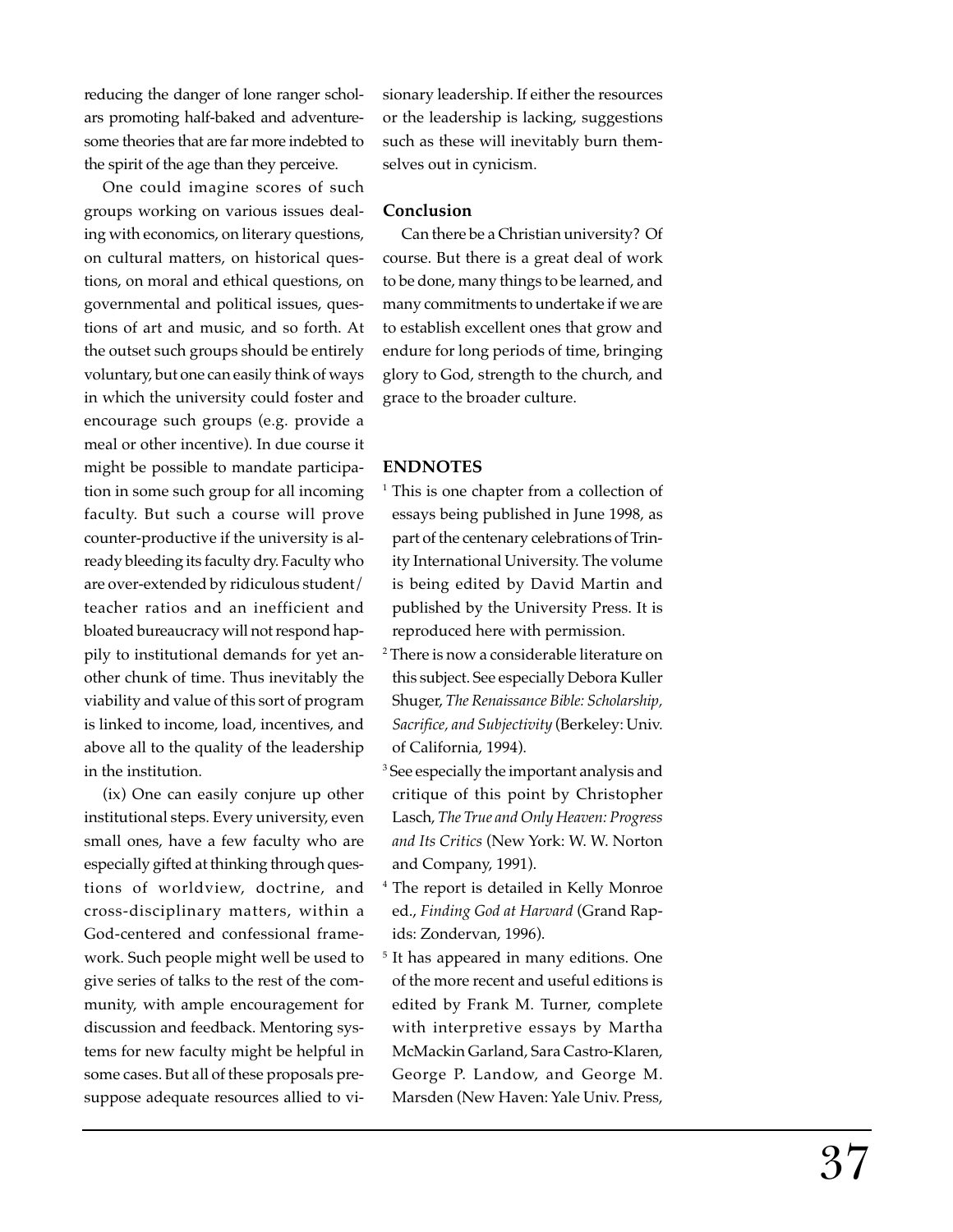reducing the danger of lone ranger scholars promoting half-baked and adventuresome theories that are far more indebted to the spirit of the age than they perceive.

One could imagine scores of such groups working on various issues dealing with economics, on literary questions, on cultural matters, on historical questions, on moral and ethical questions, on governmental and political issues, questions of art and music, and so forth. At the outset such groups should be entirely voluntary, but one can easily think of ways in which the university could foster and encourage such groups (e.g. provide a meal or other incentive). In due course it might be possible to mandate participation in some such group for all incoming faculty. But such a course will prove counter-productive if the university is already bleeding its faculty dry. Faculty who are over-extended by ridiculous student/teacher ratios and an inefficient and bloated bureaucracy will not respond happily to institutional demands for yet another chunk of time. Thus inevitably the viability and value of this sort of program is linked to income, load, incentives, and above all to the quality of the leadership in the institution.

(ix) One can easily conjure up other institutional steps. Every university, even small ones, have a few faculty who are especially gifted at thinking through questions of worldview, doctrine, and cross-disciplinary matters, within a God-centered and confessional framework. Such people might well be used to give series of talks to the rest of the community, with ample encouragement for discussion and feedback. Mentoring systems for new faculty might be helpful in some cases. But all of these proposals presuppose adequate resources allied to visionary leadership. If either the resources or the leadership is lacking, suggestions such as these will inevitably burn themselves out in cynicism.

### Conclusion

Can there be a Christian university? Of course. But there is a great deal of work to be done, many things to be learned, and many commitments to undertake if we are to establish excellent ones that grow and endure for long periods of time, bringing glory to God, strength to the church, and grace to the broader culture.

### ENDNOTES

[1] This is one chapter from a collection of essays being published in June 1998, as part of the centenary celebrations of Trinity International University. The volume is being edited by David Martin and published by the University Press. It is reproduced here with permission.

[2] There is now a considerable literature on this subject. See especially Debora Kuller Shuger, *The Renaissance Bible: Scholarship, Sacrifice, and Subjectivity* (Berkeley: Univ. of California, 1994).

[3] See especially the important analysis and critique of this point by Christopher Lasch, *The True and Only Heaven: Progress and Its Critics* (New York: W. W. Norton and Company, 1991).

[4] The report is detailed in Kelly Monroe ed., *Finding God at Harvard* (Grand Rapids: Zondervan, 1996).

[5] It has appeared in many editions. One of the more recent and useful editions is edited by Frank M. Turner, complete with interpretive essays by Martha McMackin Garland, Sara Castro-Klaren, George P. Landow, and George M. Marsden (New Haven: Yale Univ. Press,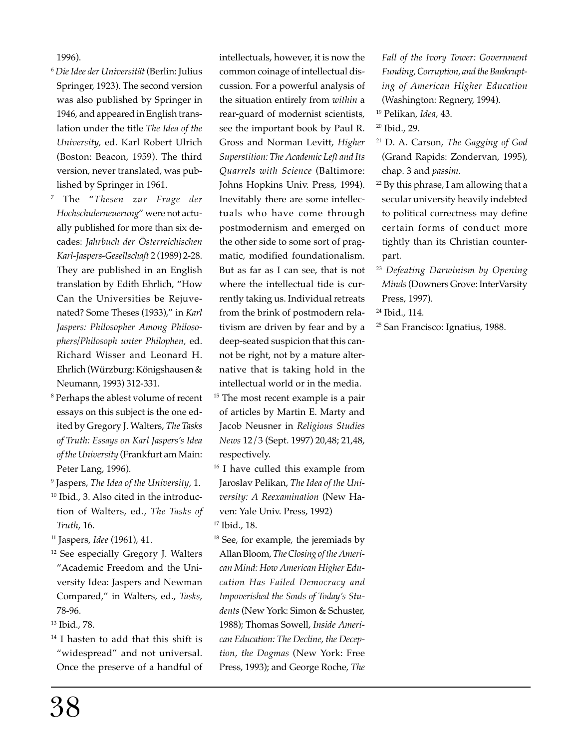1996).

[6] *Die Idee der Universität* (Berlin: Julius Springer, 1923). The second version was also published by Springer in 1946, and appeared in English translation under the title *The Idea of the University,* ed. Karl Robert Ulrich (Boston: Beacon, 1959). The third version, never translated, was published by Springer in 1961.

[7] The "*Thesen zur Frage der Hochschulerneuerung*" were not actually published for more than six decades: *Jahrbuch der Österreichischen Karl-Jaspers-Gesellschaft* 2 (1989) 2-28. They are published in an English translation by Edith Ehrlich, "How Can the Universities be Rejuvenated? Some Theses (1933)," in *Karl Jaspers: Philosopher Among Philosophers/Philosoph unter Philophen,* ed. Richard Wisser and Leonard H. Ehrlich (Würzburg: Königshausen & Neumann, 1993) 312-331.

[8] Perhaps the ablest volume of recent essays on this subject is the one edited by Gregory J. Walters, *The Tasks of Truth: Essays on Karl Jaspers's Idea of the University* (Frankfurt am Main: Peter Lang, 1996).

[9] Jaspers, *The Idea of the University*, 1.

[10] Ibid., 3. Also cited in the introduction of Walters, ed., *The Tasks of Truth*, 16.

[11] Jaspers, *Idee* (1961), 41.

[12] See especially Gregory J. Walters "Academic Freedom and the University Idea: Jaspers and Newman Compared," in Walters, ed., *Tasks*, 78-96.

[13] Ibid., 78.

[14] I hasten to add that this shift is "widespread" and not universal. Once the preserve of a handful of intellectuals, however, it is now the common coinage of intellectual discussion. For a powerful analysis of the situation entirely from *within* a rear-guard of modernist scientists, see the important book by Paul R. Gross and Norman Levitt, *Higher Superstition: The Academic Left and Its Quarrels with Science* (Baltimore: Johns Hopkins Univ. Press, 1994). Inevitably there are some intellectuals who have come through postmodernism and emerged on the other side to some sort of pragmatic, modified foundationalism. But as far as I can see, that is not where the intellectual tide is currently taking us. Individual retreats from the brink of postmodern relativism are driven by fear and by a deep-seated suspicion that this cannot be right, not by a mature alternative that is taking hold in the intellectual world or in the media.

[15] The most recent example is a pair of articles by Martin E. Marty and Jacob Neusner in *Religious Studies News* 12/3 (Sept. 1997) 20,48; 21,48, respectively.

[16] I have culled this example from Jaroslav Pelikan, *The Idea of the University: A Reexamination* (New Haven: Yale Univ. Press, 1992)

[17] Ibid., 18.

[18] See, for example, the jeremiads by Allan Bloom, *The Closing of the American Mind: How American Higher Education Has Failed Democracy and Impoverished the Souls of Today's Students* (New York: Simon & Schuster, 1988); Thomas Sowell, *Inside American Education: The Decline, the Deception, the Dogmas* (New York: Free Press, 1993); and George Roche, *The Fall of the Ivory Tower: Government Funding, Corruption, and the Bankrupting of American Higher Education* (Washington: Regnery, 1994).

[19] Pelikan, *Idea*, 43.

[20] Ibid., 29.

[21] D. A. Carson, *The Gagging of God* (Grand Rapids: Zondervan, 1995), chap. 3 and *passim*.

[22] By this phrase, I am allowing that a secular university heavily indebted to political correctness may define certain forms of conduct more tightly than its Christian counterpart.

[23] *Defeating Darwinism by Opening Minds* (Downers Grove: InterVarsity Press, 1997).

[24] Ibid., 114.

[25] San Francisco: Ignatius, 1988.